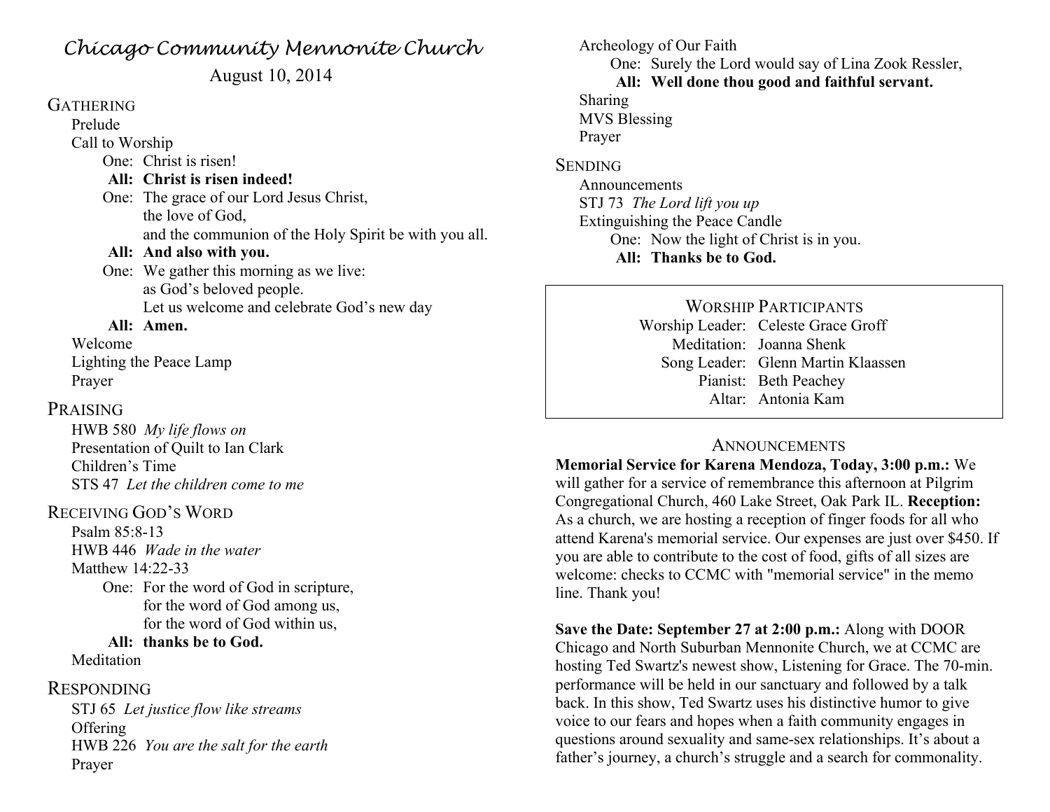# *Chicago Community Mennonite Church*

August 10, 2014

## GATHERING

Prelude

Call to Worship

One: Christ is risen!
**All: Christ is risen indeed!**
One: The grace of our Lord Jesus Christ,
the love of God,
and the communion of the Holy Spirit be with you all.
**All: And also with you.**
One: We gather this morning as we live:
as God's beloved people.
Let us welcome and celebrate God's new day
**All: Amen.**

Welcome

Lighting the Peace Lamp

Prayer

## PRAISING

HWB 580 *My life flows on*

Presentation of Quilt to Ian Clark

Children's Time

STS 47 *Let the children come to me*

## RECEIVING GOD'S WORD

Psalm 85:8-13

HWB 446 *Wade in the water*

Matthew 14:22-33

One: For the word of God in scripture,
for the word of God among us,
for the word of God within us,
**All: thanks be to God.**

Meditation

## RESPONDING

STJ 65 *Let justice flow like streams*

Offering

HWB 226 *You are the salt for the earth*

Prayer

Archeology of Our Faith

One: Surely the Lord would say of Lina Zook Ressler,
**All: Well done thou good and faithful servant.**

Sharing

MVS Blessing

Prayer

## SENDING

Announcements

STJ 73 *The Lord lift you up*

Extinguishing the Peace Candle

One: Now the light of Christ is in you.
**All: Thanks be to God.**

## WORSHIP PARTICIPANTS

| | |
|---|---|
| Worship Leader: | Celeste Grace Groff |
| Meditation: | Joanna Shenk |
| Song Leader: | Glenn Martin Klaassen |
| Pianist: | Beth Peachey |
| Altar: | Antonia Kam |

## ANNOUNCEMENTS

**Memorial Service for Karena Mendoza, Today, 3:00 p.m.:** We will gather for a service of remembrance this afternoon at Pilgrim Congregational Church, 460 Lake Street, Oak Park IL. **Reception:** As a church, we are hosting a reception of finger foods for all who attend Karena's memorial service. Our expenses are just over $450. If you are able to contribute to the cost of food, gifts of all sizes are welcome: checks to CCMC with "memorial service" in the memo line. Thank you!

**Save the Date: September 27 at 2:00 p.m.:** Along with DOOR Chicago and North Suburban Mennonite Church, we at CCMC are hosting Ted Swartz's newest show, Listening for Grace. The 70-min. performance will be held in our sanctuary and followed by a talk back. In this show, Ted Swartz uses his distinctive humor to give voice to our fears and hopes when a faith community engages in questions around sexuality and same-sex relationships. It's about a father's journey, a church's struggle and a search for commonality.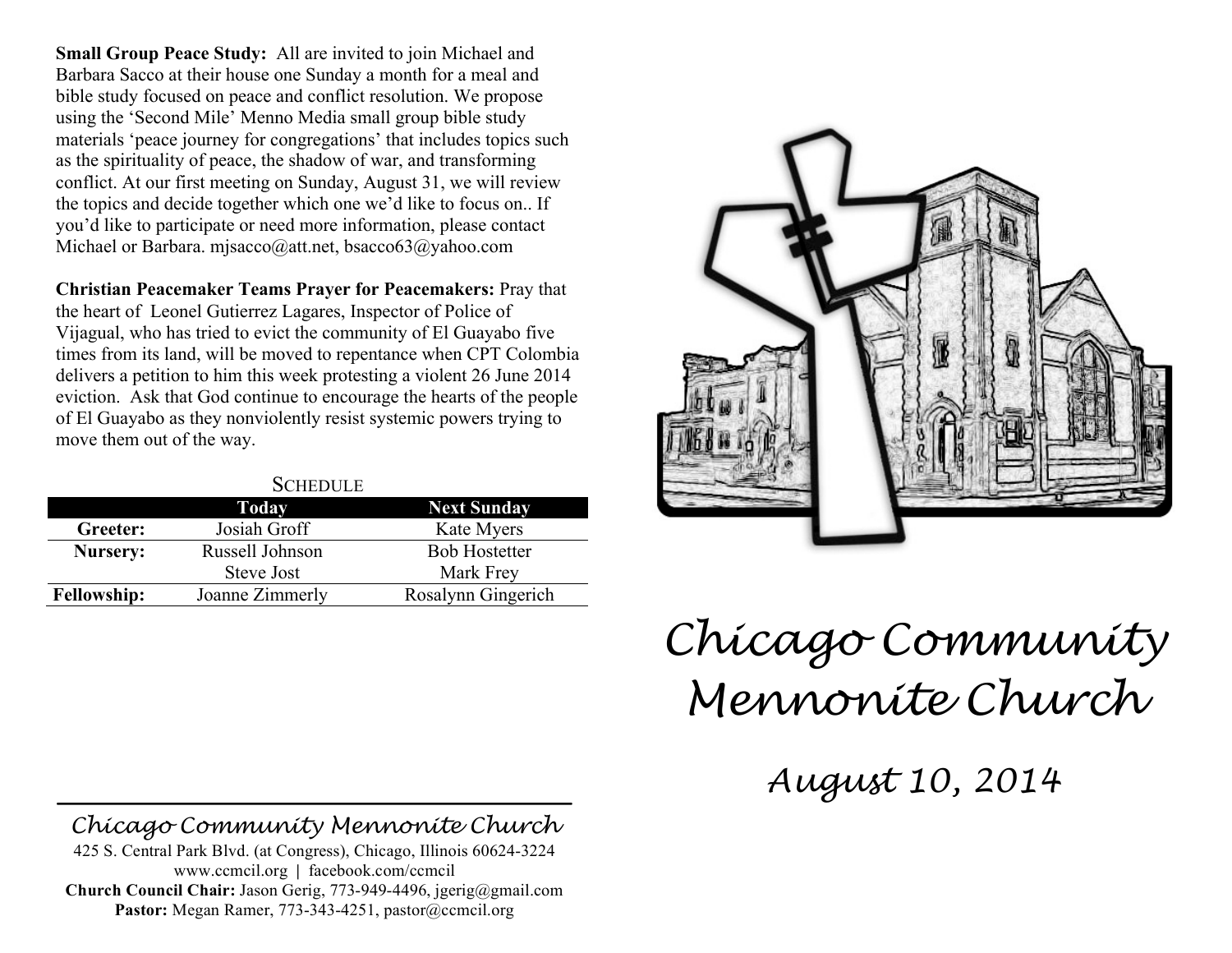**Small Group Peace Study:** All are invited to join Michael and Barbara Sacco at their house one Sunday a month for a meal and bible study focused on peace and conflict resolution. We propose using the 'Second Mile' Menno Media small group bible study materials 'peace journey for congregations' that includes topics such as the spirituality of peace, the shadow of war, and transforming conflict. At our first meeting on Sunday, August 31, we will review the topics and decide together which one we'd like to focus on.. If you'd like to participate or need more information, please contact Michael or Barbara. mjsacco@att.net, bsacco63@yahoo.com

**Christian Peacemaker Teams Prayer for Peacemakers:** Pray that the heart of Leonel Gutierrez Lagares, Inspector of Police of Vijagual, who has tried to evict the community of El Guayabo five times from its land, will be moved to repentance when CPT Colombia delivers a petition to him this week protesting a violent 26 June 2014 eviction. Ask that God continue to encourage the hearts of the people of El Guayabo as they nonviolently resist systemic powers trying to move them out of the way.

SCHEDULE

| | Today | Next Sunday |
|---|---|---|
| **Greeter:** | Josiah Groff | Kate Myers |
| **Nursery:** | Russell Johnson | Bob Hostetter |
| | Steve Jost | Mark Frey |
| **Fellowship:** | Joanne Zimmerly | Rosalynn Gingerich |

*Chicago Community Mennonite Church*

425 S. Central Park Blvd. (at Congress), Chicago, Illinois 60624-3224
www.ccmcil.org | facebook.com/ccmcil
**Church Council Chair:** Jason Gerig, 773-949-4496, jgerig@gmail.com
**Pastor:** Megan Ramer, 773-343-4251, pastor@ccmcil.org

# *Chicago Community Mennonite Church*

## *August 10, 2014*